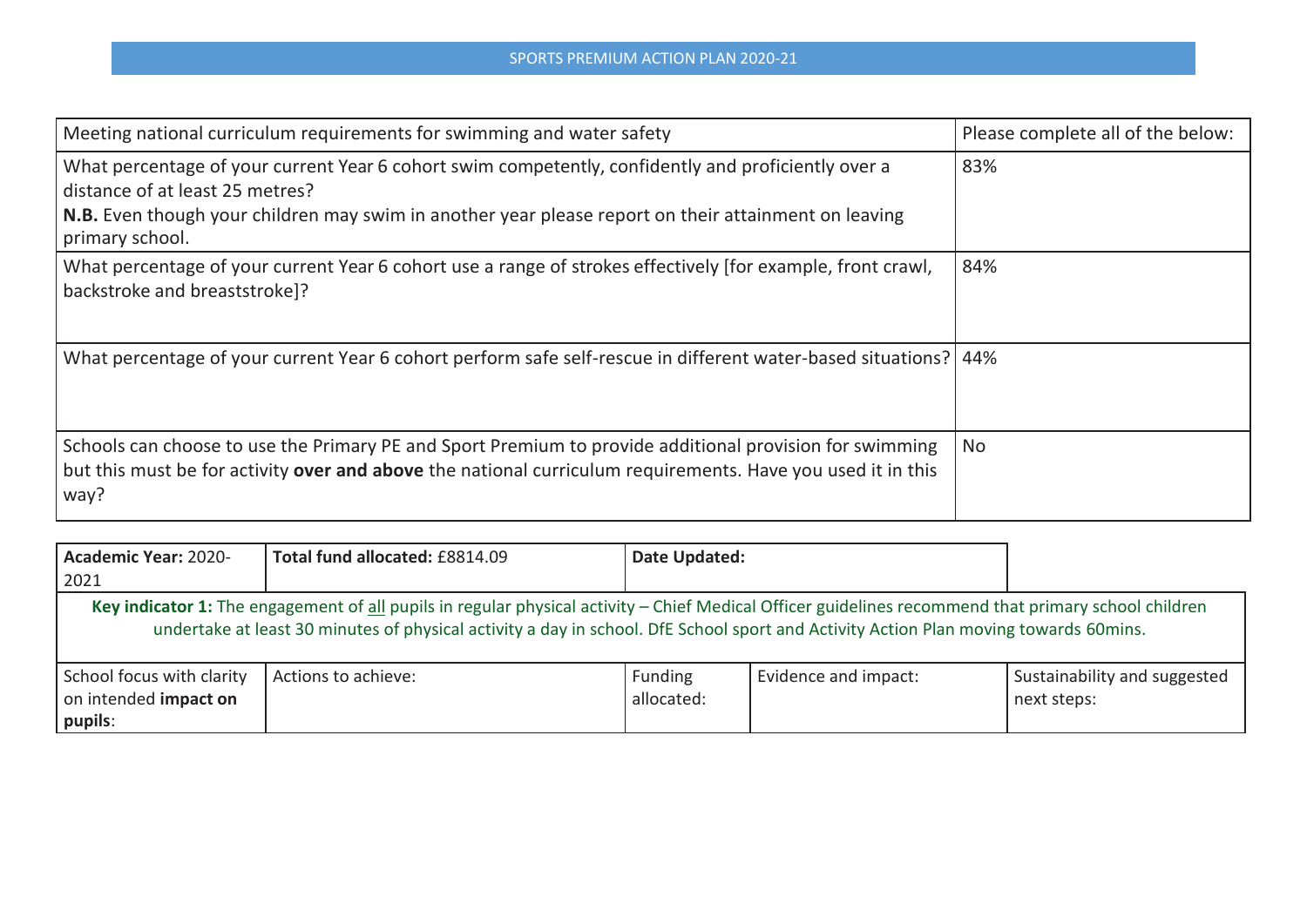# SPORTS PREMIUM ACTION PLAN 2020-21

| Meeting national curriculum requirements for swimming and water safety | Please complete all of the below: |
|---|---|
| What percentage of your current Year 6 cohort swim competently, confidently and proficiently over a distance of at least 25 metres?<br>**N.B.** Even though your children may swim in another year please report on their attainment on leaving primary school. | 83% |
| What percentage of your current Year 6 cohort use a range of strokes effectively [for example, front crawl, backstroke and breaststroke]? | 84% |
| What percentage of your current Year 6 cohort perform safe self-rescue in different water-based situations? | 44% |
| Schools can choose to use the Primary PE and Sport Premium to provide additional provision for swimming but this must be for activity **over and above** the national curriculum requirements. Have you used it in this way? | No |

| **Academic Year:** 2020-2021 | **Total fund allocated:** £8814.09 | **Date Updated:** | | |
|---|---|---|---|---|
| **Key indicator 1:** The engagement of all pupils in regular physical activity – Chief Medical Officer guidelines recommend that primary school children undertake at least 30 minutes of physical activity a day in school. DfE School sport and Activity Action Plan moving towards 60mins. | | | | |
| School focus with clarity on intended **impact on pupils**: | Actions to achieve: | Funding allocated: | Evidence and impact: | Sustainability and suggested next steps: |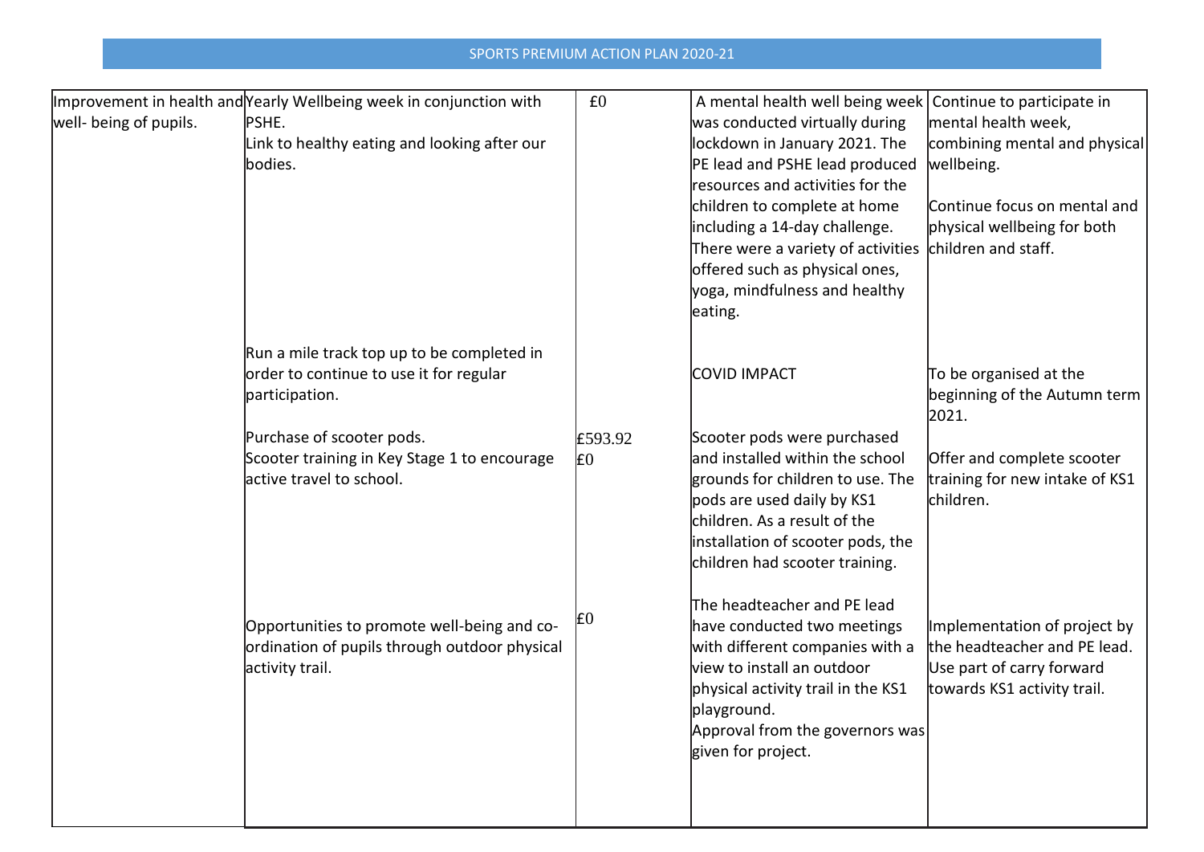SPORTS PREMIUM ACTION PLAN 2020-21

| | | | | |
|---|---|---|---|---|
| Improvement in health and well- being of pupils. | Yearly Wellbeing week in conjunction with PSHE.<br>Link to healthy eating and looking after our bodies. | £0 | A mental health well being week was conducted virtually during lockdown in January 2021. The PE lead and PSHE lead produced resources and activities for the children to complete at home including a 14-day challenge. There were a variety of activities offered such as physical ones, yoga, mindfulness and healthy eating. | Continue to participate in mental health week, combining mental and physical wellbeing.<br><br>Continue focus on mental and physical wellbeing for both children and staff. |
| | Run a mile track top up to be completed in order to continue to use it for regular participation. | | COVID IMPACT | To be organised at the beginning of the Autumn term 2021. |
| | Purchase of scooter pods.<br>Scooter training in Key Stage 1 to encourage active travel to school. | £593.92<br>£0 | Scooter pods were purchased and installed within the school grounds for children to use. The pods are used daily by KS1 children. As a result of the installation of scooter pods, the children had scooter training. | Offer and complete scooter training for new intake of KS1 children. |
| | Opportunities to promote well-being and co-ordination of pupils through outdoor physical activity trail. | £0 | The headteacher and PE lead have conducted two meetings with different companies with a view to install an outdoor physical activity trail in the KS1 playground.<br>Approval from the governors was given for project. | Implementation of project by the headteacher and PE lead. Use part of carry forward towards KS1 activity trail. |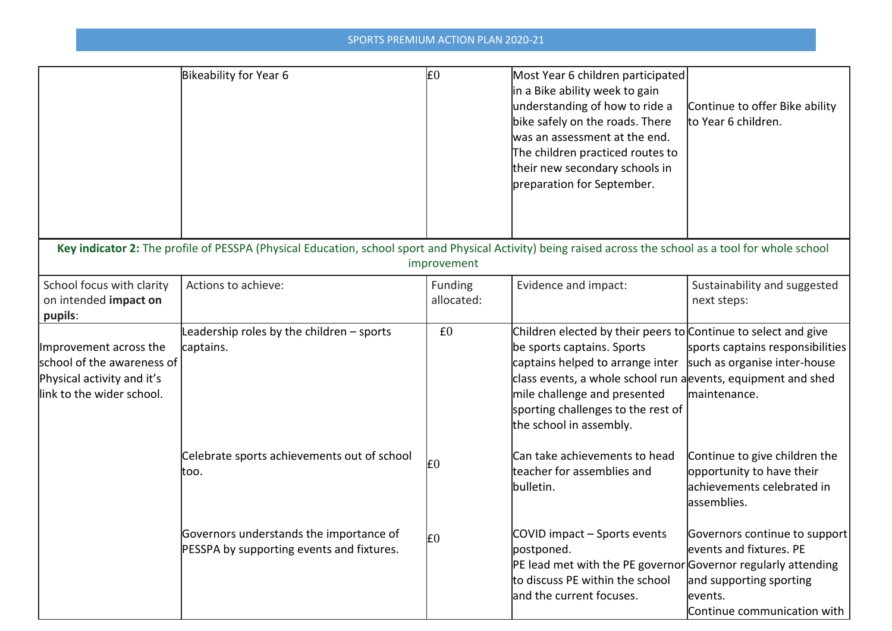| | | | | |
|---|---|---|---|---|
| | Bikeability for Year 6 | £0 | Most Year 6 children participated in a Bike ability week to gain understanding of how to ride a bike safely on the roads. There was an assessment at the end. The children practiced routes to their new secondary schools in preparation for September. | Continue to offer Bike ability to Year 6 children. |

**Key indicator 2:** The profile of PESSPA (Physical Education, school sport and Physical Activity) being raised across the school as a tool for whole school improvement

| School focus with clarity on intended **impact on pupils**: | Actions to achieve: | Funding allocated: | Evidence and impact: | Sustainability and suggested next steps: |
|---|---|---|---|---|
| Improvement across the school of the awareness of Physical activity and it's link to the wider school. | Leadership roles by the children – sports captains. | £0 | Children elected by their peers to be sports captains. Sports captains helped to arrange inter class events, a whole school run a mile challenge and presented sporting challenges to the rest of the school in assembly. | Continue to select and give sports captains responsibilities such as organise inter-house events, equipment and shed maintenance. |
| | Celebrate sports achievements out of school too. | £0 | Can take achievements to head teacher for assemblies and bulletin. | Continue to give children the opportunity to have their achievements celebrated in assemblies. |
| | Governors understands the importance of PESSPA by supporting events and fixtures. | £0 | COVID impact – Sports events postponed.<br>PE lead met with the PE governor to discuss PE within the school and the current focuses. | Governors continue to support events and fixtures. PE Governor regularly attending and supporting sporting events.<br>Continue communication with |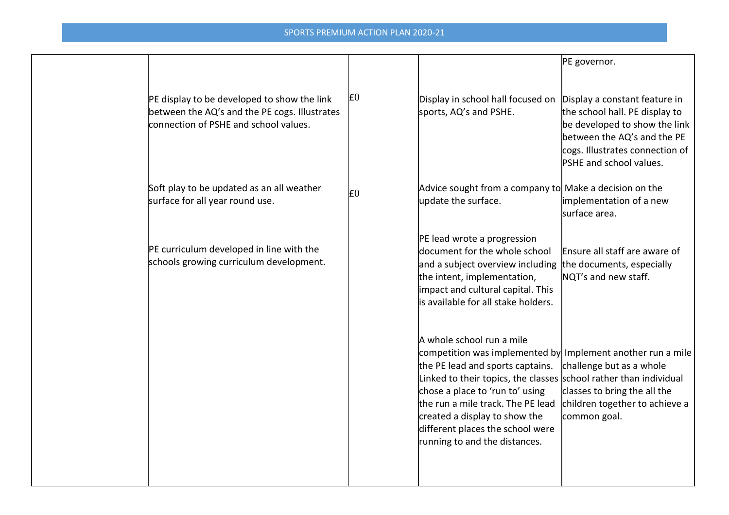SPORTS PREMIUM ACTION PLAN 2020-21

| | | | | |
|---|---|---|---|---|
| | | | | PE governor. |
| | PE display to be developed to show the link between the AQ's and the PE cogs. Illustrates connection of PSHE and school values. | £0 | Display in school hall focused on sports, AQ's and PSHE. | Display a constant feature in the school hall. PE display to be developed to show the link between the AQ's and the PE cogs. Illustrates connection of PSHE and school values. |
| | Soft play to be updated as an all weather surface for all year round use. | £0 | Advice sought from a company to update the surface. | Make a decision on the implementation of a new surface area. |
| | PE curriculum developed in line with the schools growing curriculum development. | | PE lead wrote a progression document for the whole school and a subject overview including the intent, implementation, impact and cultural capital. This is available for all stake holders. | Ensure all staff are aware of the documents, especially NQT's and new staff. |
| | | | A whole school run a mile competition was implemented by the PE lead and sports captains. Linked to their topics, the classes chose a place to 'run to' using the run a mile track. The PE lead created a display to show the different places the school were running to and the distances. | Implement another run a mile challenge but as a whole school rather than individual classes to bring the all the children together to achieve a common goal. |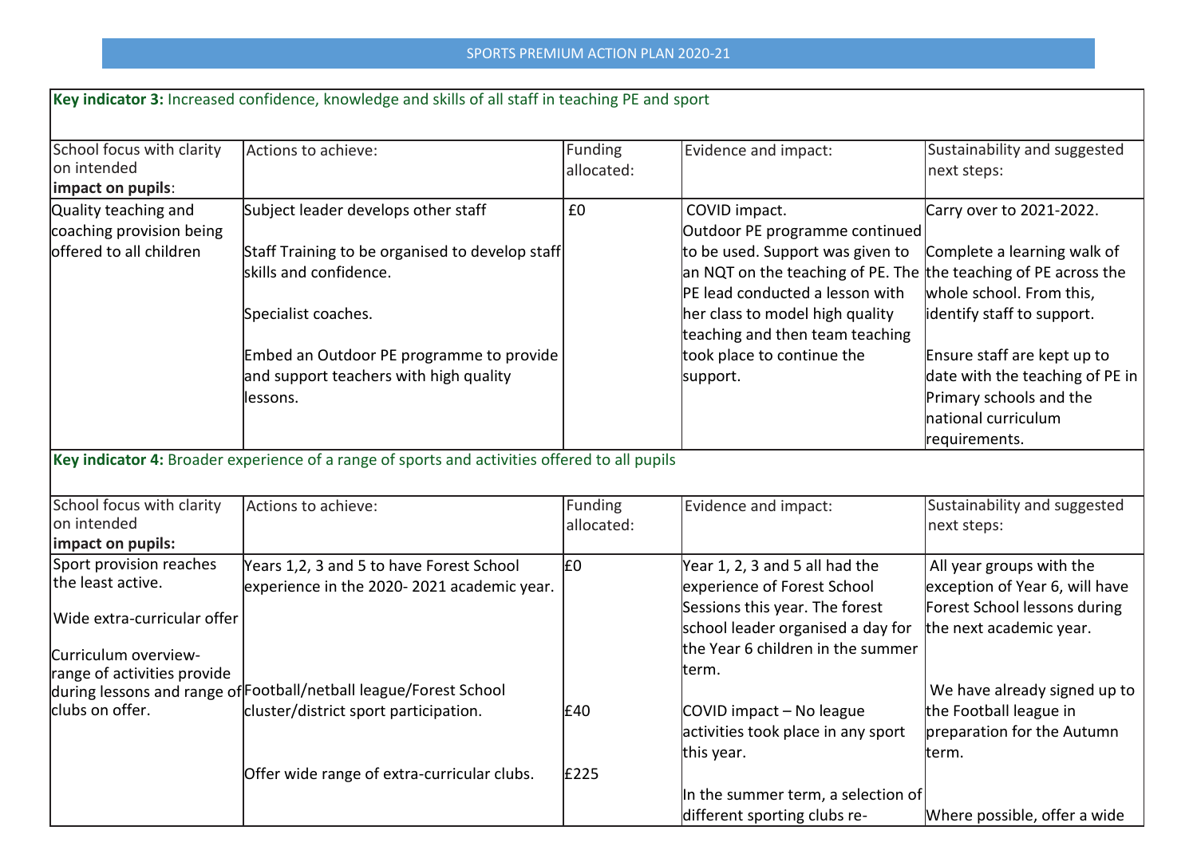SPORTS PREMIUM ACTION PLAN 2020-21

| **Key indicator 3:** Increased confidence, knowledge and skills of all staff in teaching PE and sport | | | | |
|---|---|---|---|---|
| School focus with clarity on intended **impact on pupils**: | Actions to achieve: | Funding allocated: | Evidence and impact: | Sustainability and suggested next steps: |
| Quality teaching and coaching provision being offered to all children | Subject leader develops other staff<br><br>Staff Training to be organised to develop staff skills and confidence.<br><br>Specialist coaches.<br><br>Embed an Outdoor PE programme to provide and support teachers with high quality lessons. | £0 | COVID impact.<br>Outdoor PE programme continued to be used. Support was given to an NQT on the teaching of PE. The PE lead conducted a lesson with her class to model high quality teaching and then team teaching took place to continue the support. | Carry over to 2021-2022.<br><br>Complete a learning walk of the teaching of PE across the whole school. From this, identify staff to support.<br><br>Ensure staff are kept up to date with the teaching of PE in Primary schools and the national curriculum requirements. |

| **Key indicator 4:** Broader experience of a range of sports and activities offered to all pupils | | | | |
|---|---|---|---|---|
| School focus with clarity on intended **impact on pupils:** | Actions to achieve: | Funding allocated: | Evidence and impact: | Sustainability and suggested next steps: |
| Sport provision reaches the least active.<br><br>Wide extra-curricular offer<br><br>Curriculum overview- range of activities provide during lessons and range of clubs on offer. | Years 1,2, 3 and 5 to have Forest School experience in the 2020- 2021 academic year.<br><br>Football/netball league/Forest School cluster/district sport participation.<br><br>Offer wide range of extra-curricular clubs. | £0<br><br>£40<br><br>£225 | Year 1, 2, 3 and 5 all had the experience of Forest School Sessions this year. The forest school leader organised a day for the Year 6 children in the summer term.<br><br>COVID impact – No league activities took place in any sport this year.<br><br>In the summer term, a selection of different sporting clubs re- | All year groups with the exception of Year 6, will have Forest School lessons during the next academic year.<br><br>We have already signed up to the Football league in preparation for the Autumn term.<br><br>Where possible, offer a wide |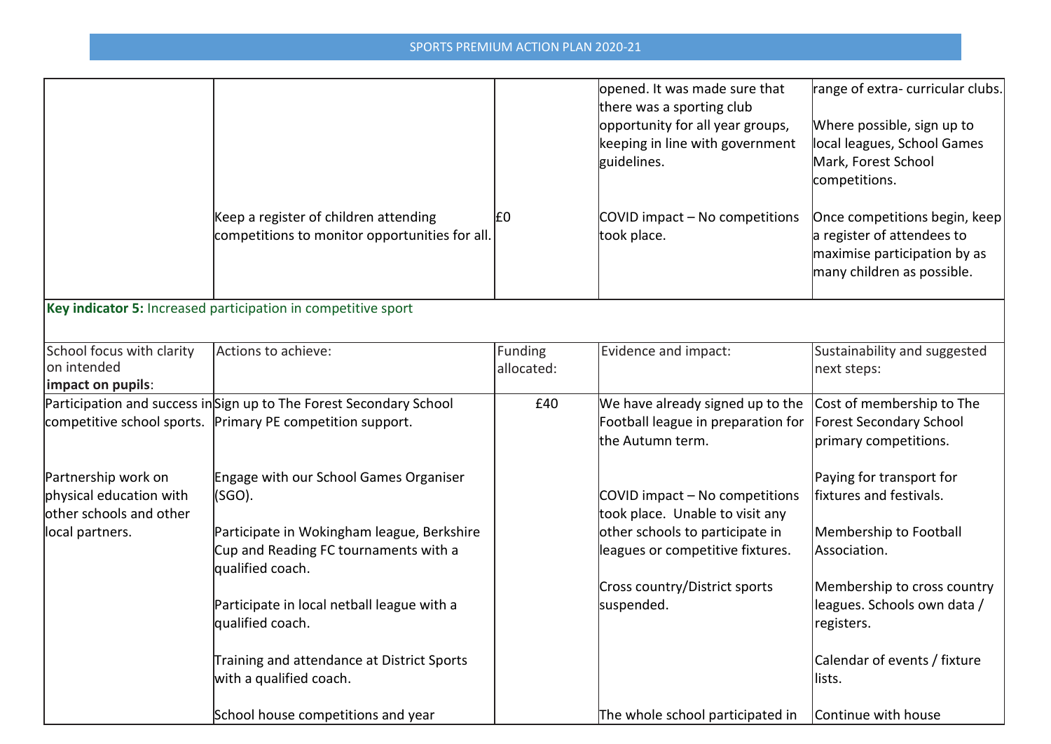| | | | | |
|---|---|---|---|---|
| | | | opened. It was made sure that there was a sporting club opportunity for all year groups, keeping in line with government guidelines. | range of extra- curricular clubs.<br><br>Where possible, sign up to local leagues, School Games Mark, Forest School competitions. |
| | Keep a register of children attending competitions to monitor opportunities for all. | £0 | COVID impact – No competitions took place. | Once competitions begin, keep a register of attendees to maximise participation by as many children as possible. |

**Key indicator 5:** Increased participation in competitive sport

| School focus with clarity on intended **impact on pupils**: | Actions to achieve: | Funding allocated: | Evidence and impact: | Sustainability and suggested next steps: |
|---|---|---|---|---|
| Participation and success in competitive school sports.<br><br>Partnership work on physical education with other schools and other local partners. | Sign up to The Forest Secondary School Primary PE competition support.<br><br>Engage with our School Games Organiser (SGO).<br><br>Participate in Wokingham league, Berkshire Cup and Reading FC tournaments with a qualified coach.<br><br>Participate in local netball league with a qualified coach.<br><br>Training and attendance at District Sports with a qualified coach.<br><br>School house competitions and year | £40 | We have already signed up to the Football league in preparation for the Autumn term.<br><br>COVID impact – No competitions took place. Unable to visit any other schools to participate in leagues or competitive fixtures.<br><br>Cross country/District sports suspended.<br><br>The whole school participated in | Cost of membership to The Forest Secondary School primary competitions.<br><br>Paying for transport for fixtures and festivals.<br><br>Membership to Football Association.<br><br>Membership to cross country leagues. Schools own data / registers.<br><br>Calendar of events / fixture lists.<br><br>Continue with house |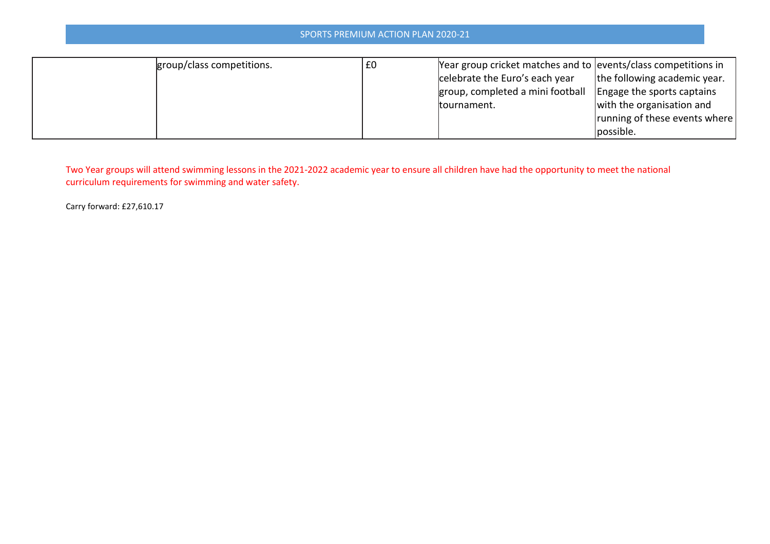| | | | | |
|---|---|---|---|---|
| | group/class competitions. | £0 | Year group cricket matches and to celebrate the Euro's each year group, completed a mini football tournament. | events/class competitions in the following academic year. Engage the sports captains with the organisation and running of these events where possible. |

Two Year groups will attend swimming lessons in the 2021-2022 academic year to ensure all children have had the opportunity to meet the national curriculum requirements for swimming and water safety.

Carry forward: £27,610.17